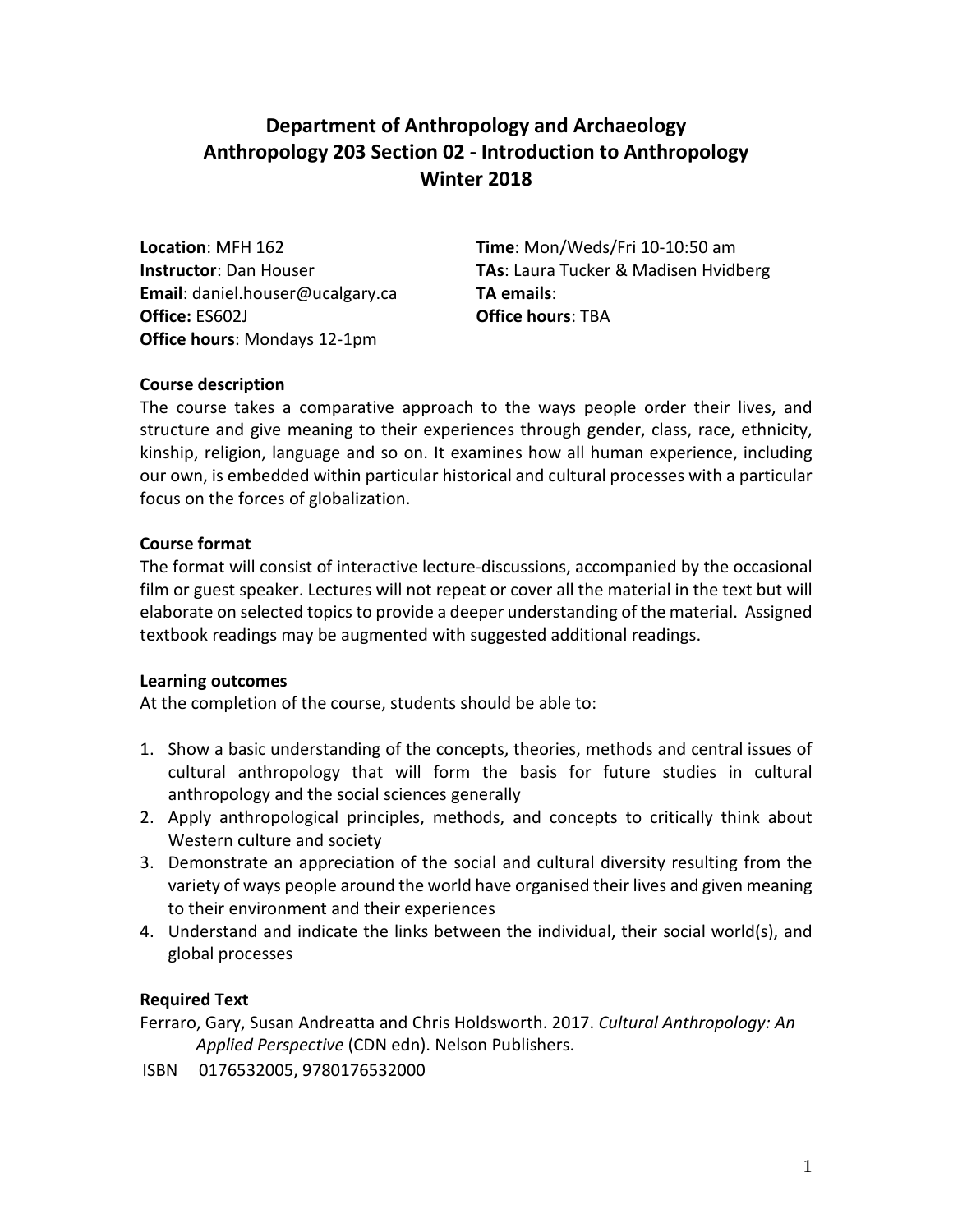# Department of Anthropology and Archaeology
# Anthropology 203 Section 02 - Introduction to Anthropology
# Winter 2018

**Location**: MFH 162
**Instructor**: Dan Houser
**Email**: daniel.houser@ucalgary.ca
**Office:** ES602J
**Office hours**: Mondays 12-1pm

**Time**: Mon/Weds/Fri 10-10:50 am
**TAs**: Laura Tucker & Madisen Hvidberg
**TA emails**:
**Office hours**: TBA

### Course description

The course takes a comparative approach to the ways people order their lives, and structure and give meaning to their experiences through gender, class, race, ethnicity, kinship, religion, language and so on. It examines how all human experience, including our own, is embedded within particular historical and cultural processes with a particular focus on the forces of globalization.

### Course format

The format will consist of interactive lecture-discussions, accompanied by the occasional film or guest speaker. Lectures will not repeat or cover all the material in the text but will elaborate on selected topics to provide a deeper understanding of the material. Assigned textbook readings may be augmented with suggested additional readings.

### Learning outcomes

At the completion of the course, students should be able to:

1. Show a basic understanding of the concepts, theories, methods and central issues of cultural anthropology that will form the basis for future studies in cultural anthropology and the social sciences generally
2. Apply anthropological principles, methods, and concepts to critically think about Western culture and society
3. Demonstrate an appreciation of the social and cultural diversity resulting from the variety of ways people around the world have organised their lives and given meaning to their environment and their experiences
4. Understand and indicate the links between the individual, their social world(s), and global processes

### Required Text

Ferraro, Gary, Susan Andreatta and Chris Holdsworth. 2017. *Cultural Anthropology: An Applied Perspective* (CDN edn). Nelson Publishers.

ISBN 0176532005, 9780176532000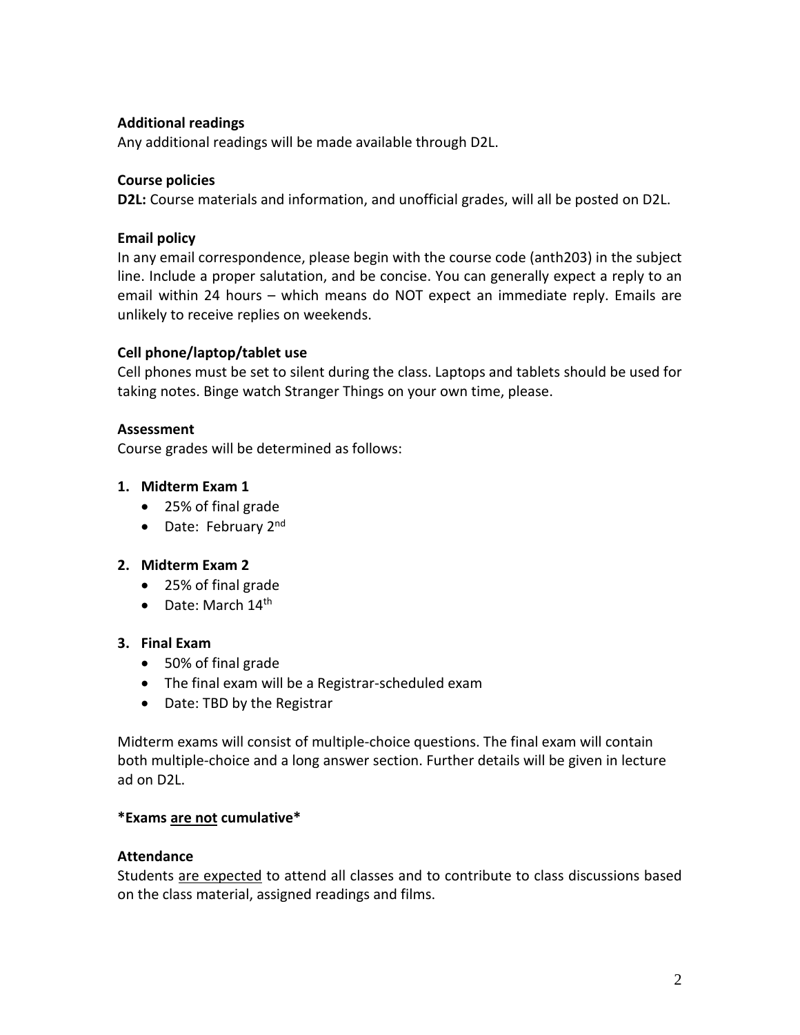**Additional readings**

Any additional readings will be made available through D2L.

**Course policies**

**D2L:** Course materials and information, and unofficial grades, will all be posted on D2L.

**Email policy**

In any email correspondence, please begin with the course code (anth203) in the subject line. Include a proper salutation, and be concise. You can generally expect a reply to an email within 24 hours – which means do NOT expect an immediate reply. Emails are unlikely to receive replies on weekends.

**Cell phone/laptop/tablet use**

Cell phones must be set to silent during the class. Laptops and tablets should be used for taking notes. Binge watch Stranger Things on your own time, please.

**Assessment**

Course grades will be determined as follows:

1. **Midterm Exam 1**
   - 25% of final grade
   - Date: February 2nd
2. **Midterm Exam 2**
   - 25% of final grade
   - Date: March 14th
3. **Final Exam**
   - 50% of final grade
   - The final exam will be a Registrar-scheduled exam
   - Date: TBD by the Registrar

Midterm exams will consist of multiple-choice questions. The final exam will contain both multiple-choice and a long answer section. Further details will be given in lecture ad on D2L.

**\*Exams <u>are not</u> cumulative\***

**Attendance**

Students <u>are expected</u> to attend all classes and to contribute to class discussions based on the class material, assigned readings and films.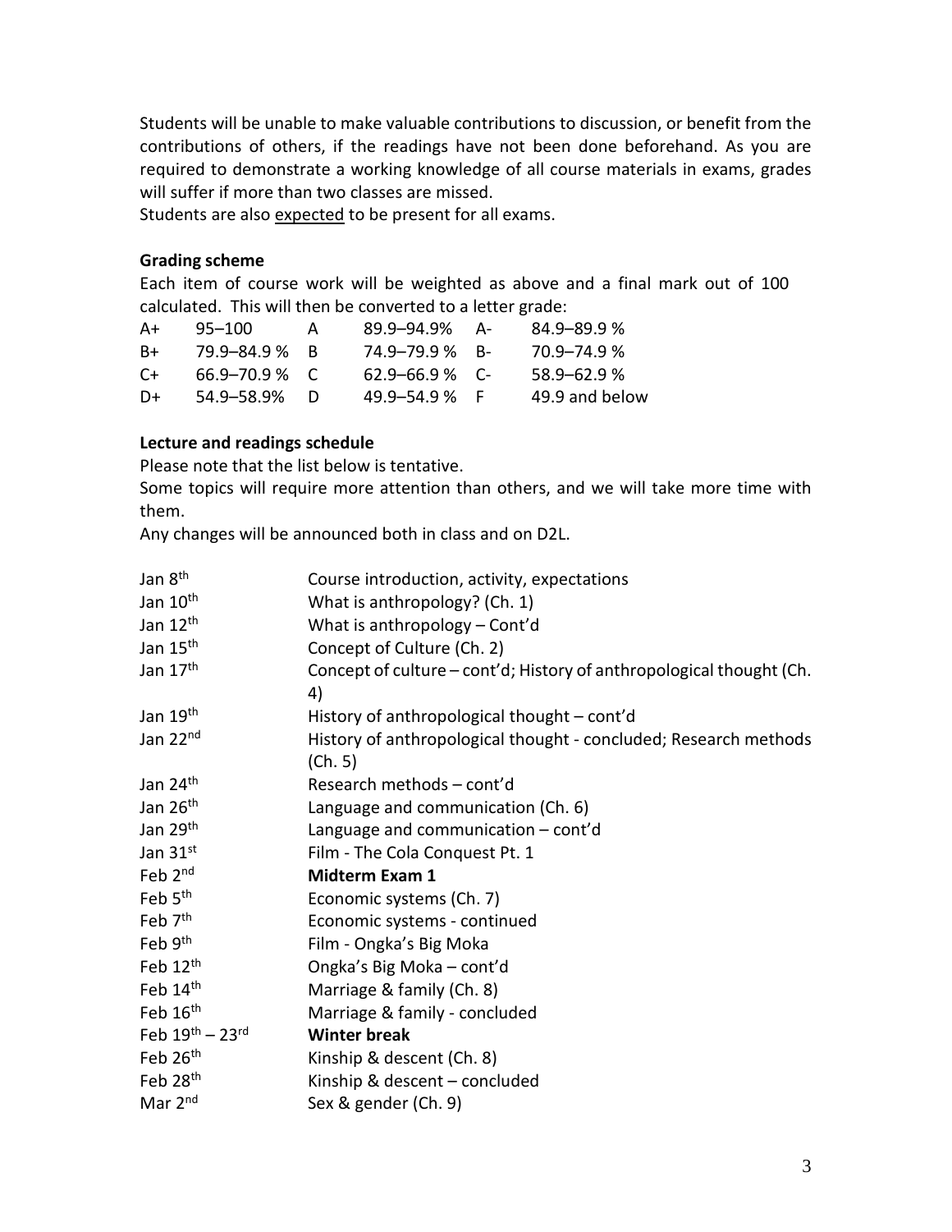Students will be unable to make valuable contributions to discussion, or benefit from the contributions of others, if the readings have not been done beforehand. As you are required to demonstrate a working knowledge of all course materials in exams, grades will suffer if more than two classes are missed.

Students are also <u>expected</u> to be present for all exams.

**Grading scheme**

Each item of course work will be weighted as above and a final mark out of 100 calculated. This will then be converted to a letter grade:

| | | | | | |
|---|---|---|---|---|---|
| A+ | 95–100 | A | 89.9–94.9% | A- | 84.9–89.9 % |
| B+ | 79.9–84.9 % | B | 74.9–79.9 % | B- | 70.9–74.9 % |
| C+ | 66.9–70.9 % | C | 62.9–66.9 % | C- | 58.9–62.9 % |
| D+ | 54.9–58.9% | D | 49.9–54.9 % | F | 49.9 and below |

**Lecture and readings schedule**

Please note that the list below is tentative.

Some topics will require more attention than others, and we will take more time with them.

Any changes will be announced both in class and on D2L.

| | |
|---|---|
| Jan 8th | Course introduction, activity, expectations |
| Jan 10th | What is anthropology? (Ch. 1) |
| Jan 12th | What is anthropology – Cont'd |
| Jan 15th | Concept of Culture (Ch. 2) |
| Jan 17th | Concept of culture – cont'd; History of anthropological thought (Ch. 4) |
| Jan 19th | History of anthropological thought – cont'd |
| Jan 22nd | History of anthropological thought - concluded; Research methods (Ch. 5) |
| Jan 24th | Research methods – cont'd |
| Jan 26th | Language and communication (Ch. 6) |
| Jan 29th | Language and communication – cont'd |
| Jan 31st | Film - The Cola Conquest Pt. 1 |
| Feb 2nd | **Midterm Exam 1** |
| Feb 5th | Economic systems (Ch. 7) |
| Feb 7th | Economic systems - continued |
| Feb 9th | Film - Ongka's Big Moka |
| Feb 12th | Ongka's Big Moka – cont'd |
| Feb 14th | Marriage & family (Ch. 8) |
| Feb 16th | Marriage & family - concluded |
| Feb 19th – 23rd | **Winter break** |
| Feb 26th | Kinship & descent (Ch. 8) |
| Feb 28th | Kinship & descent – concluded |
| Mar 2nd | Sex & gender (Ch. 9) |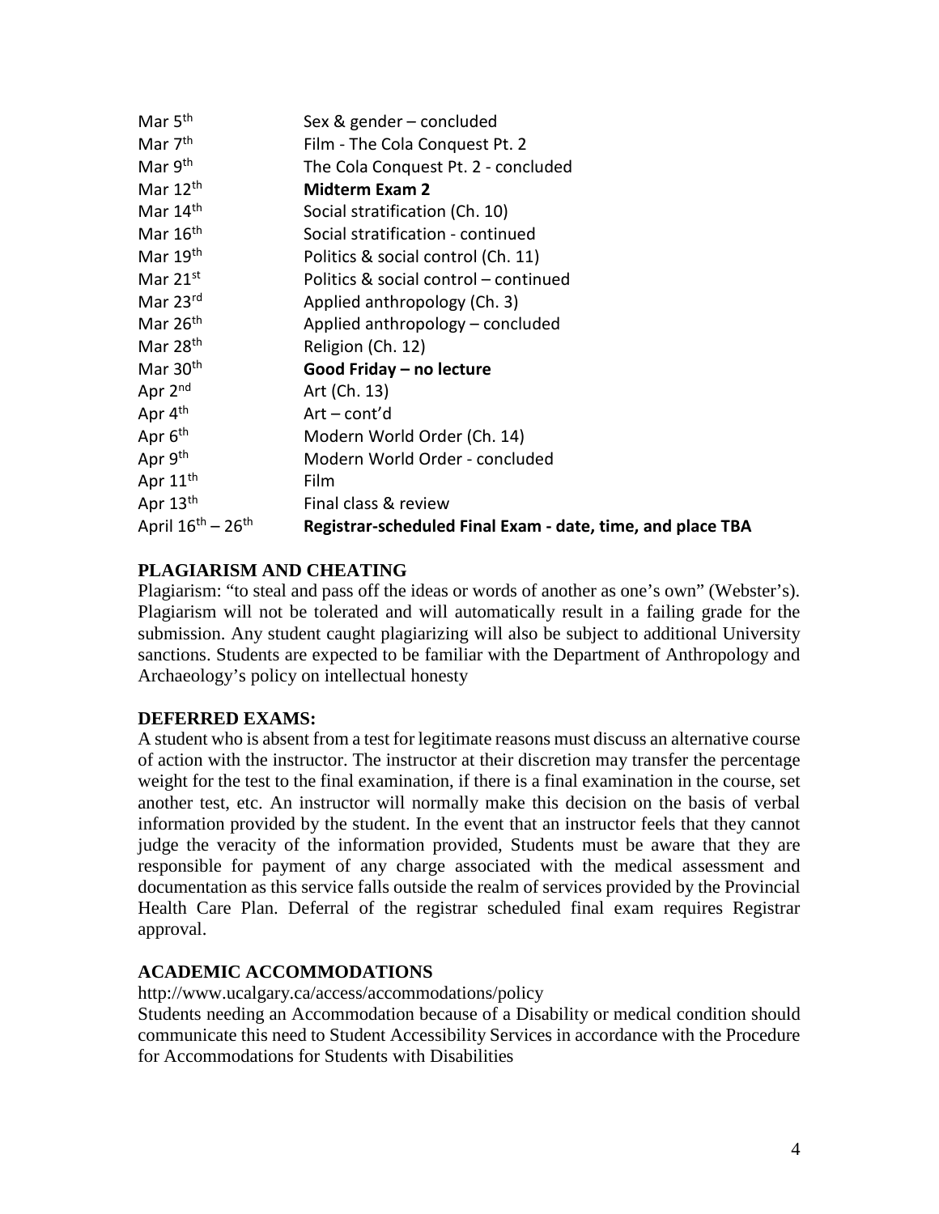| | |
|---|---|
| Mar 5th | Sex & gender – concluded |
| Mar 7th | Film - The Cola Conquest Pt. 2 |
| Mar 9th | The Cola Conquest Pt. 2 - concluded |
| Mar 12th | **Midterm Exam 2** |
| Mar 14th | Social stratification (Ch. 10) |
| Mar 16th | Social stratification - continued |
| Mar 19th | Politics & social control (Ch. 11) |
| Mar 21st | Politics & social control – continued |
| Mar 23rd | Applied anthropology (Ch. 3) |
| Mar 26th | Applied anthropology – concluded |
| Mar 28th | Religion (Ch. 12) |
| Mar 30th | **Good Friday – no lecture** |
| Apr 2nd | Art (Ch. 13) |
| Apr 4th | Art – cont'd |
| Apr 6th | Modern World Order (Ch. 14) |
| Apr 9th | Modern World Order - concluded |
| Apr 11th | Film |
| Apr 13th | Final class & review |
| April 16th – 26th | **Registrar-scheduled Final Exam - date, time, and place TBA** |

### PLAGIARISM AND CHEATING

Plagiarism: "to steal and pass off the ideas or words of another as one's own" (Webster's). Plagiarism will not be tolerated and will automatically result in a failing grade for the submission. Any student caught plagiarizing will also be subject to additional University sanctions. Students are expected to be familiar with the Department of Anthropology and Archaeology's policy on intellectual honesty

### DEFERRED EXAMS:

A student who is absent from a test for legitimate reasons must discuss an alternative course of action with the instructor. The instructor at their discretion may transfer the percentage weight for the test to the final examination, if there is a final examination in the course, set another test, etc. An instructor will normally make this decision on the basis of verbal information provided by the student. In the event that an instructor feels that they cannot judge the veracity of the information provided, Students must be aware that they are responsible for payment of any charge associated with the medical assessment and documentation as this service falls outside the realm of services provided by the Provincial Health Care Plan. Deferral of the registrar scheduled final exam requires Registrar approval.

### ACADEMIC ACCOMMODATIONS

http://www.ucalgary.ca/access/accommodations/policy

Students needing an Accommodation because of a Disability or medical condition should communicate this need to Student Accessibility Services in accordance with the Procedure for Accommodations for Students with Disabilities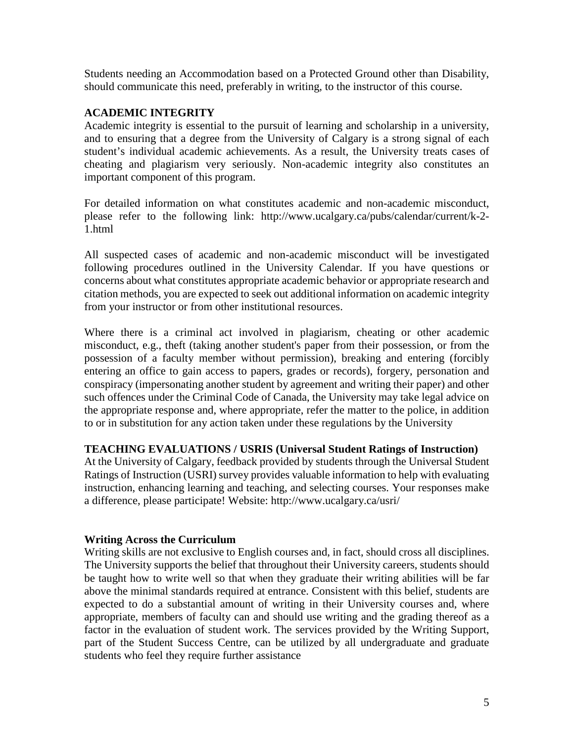Students needing an Accommodation based on a Protected Ground other than Disability, should communicate this need, preferably in writing, to the instructor of this course.

**ACADEMIC INTEGRITY**

Academic integrity is essential to the pursuit of learning and scholarship in a university, and to ensuring that a degree from the University of Calgary is a strong signal of each student's individual academic achievements. As a result, the University treats cases of cheating and plagiarism very seriously. Non-academic integrity also constitutes an important component of this program.

For detailed information on what constitutes academic and non-academic misconduct, please refer to the following link: http://www.ucalgary.ca/pubs/calendar/current/k-2-1.html

All suspected cases of academic and non-academic misconduct will be investigated following procedures outlined in the University Calendar. If you have questions or concerns about what constitutes appropriate academic behavior or appropriate research and citation methods, you are expected to seek out additional information on academic integrity from your instructor or from other institutional resources.

Where there is a criminal act involved in plagiarism, cheating or other academic misconduct, e.g., theft (taking another student's paper from their possession, or from the possession of a faculty member without permission), breaking and entering (forcibly entering an office to gain access to papers, grades or records), forgery, personation and conspiracy (impersonating another student by agreement and writing their paper) and other such offences under the Criminal Code of Canada, the University may take legal advice on the appropriate response and, where appropriate, refer the matter to the police, in addition to or in substitution for any action taken under these regulations by the University

**TEACHING EVALUATIONS / USRIS (Universal Student Ratings of Instruction)**

At the University of Calgary, feedback provided by students through the Universal Student Ratings of Instruction (USRI) survey provides valuable information to help with evaluating instruction, enhancing learning and teaching, and selecting courses. Your responses make a difference, please participate! Website: http://www.ucalgary.ca/usri/

**Writing Across the Curriculum**

Writing skills are not exclusive to English courses and, in fact, should cross all disciplines. The University supports the belief that throughout their University careers, students should be taught how to write well so that when they graduate their writing abilities will be far above the minimal standards required at entrance. Consistent with this belief, students are expected to do a substantial amount of writing in their University courses and, where appropriate, members of faculty can and should use writing and the grading thereof as a factor in the evaluation of student work. The services provided by the Writing Support, part of the Student Success Centre, can be utilized by all undergraduate and graduate students who feel they require further assistance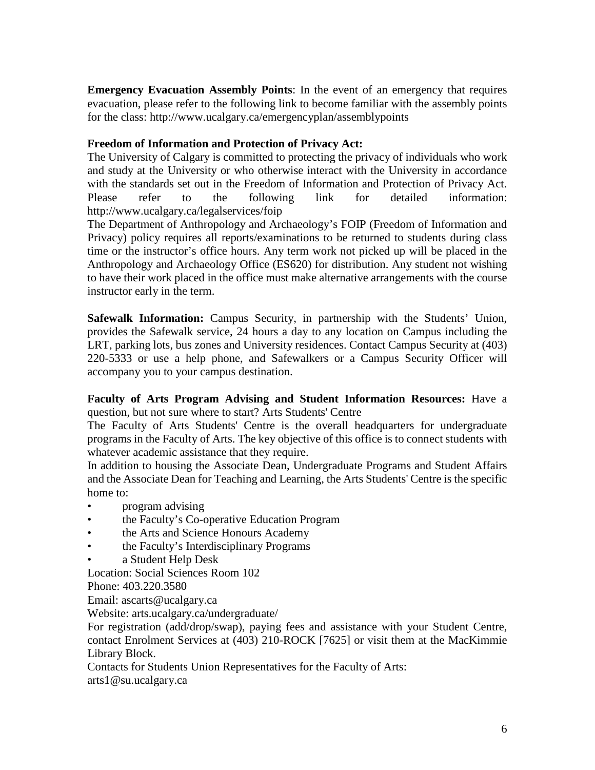**Emergency Evacuation Assembly Points**: In the event of an emergency that requires evacuation, please refer to the following link to become familiar with the assembly points for the class: http://www.ucalgary.ca/emergencyplan/assemblypoints

**Freedom of Information and Protection of Privacy Act:**
The University of Calgary is committed to protecting the privacy of individuals who work and study at the University or who otherwise interact with the University in accordance with the standards set out in the Freedom of Information and Protection of Privacy Act. Please refer to the following link for detailed information: http://www.ucalgary.ca/legalservices/foip
The Department of Anthropology and Archaeology's FOIP (Freedom of Information and Privacy) policy requires all reports/examinations to be returned to students during class time or the instructor's office hours. Any term work not picked up will be placed in the Anthropology and Archaeology Office (ES620) for distribution. Any student not wishing to have their work placed in the office must make alternative arrangements with the course instructor early in the term.

**Safewalk Information:** Campus Security, in partnership with the Students' Union, provides the Safewalk service, 24 hours a day to any location on Campus including the LRT, parking lots, bus zones and University residences. Contact Campus Security at (403) 220-5333 or use a help phone, and Safewalkers or a Campus Security Officer will accompany you to your campus destination.

**Faculty of Arts Program Advising and Student Information Resources:** Have a question, but not sure where to start? Arts Students' Centre
The Faculty of Arts Students' Centre is the overall headquarters for undergraduate programs in the Faculty of Arts. The key objective of this office is to connect students with whatever academic assistance that they require.
In addition to housing the Associate Dean, Undergraduate Programs and Student Affairs and the Associate Dean for Teaching and Learning, the Arts Students' Centre is the specific home to:

- program advising
- the Faculty's Co-operative Education Program
- the Arts and Science Honours Academy
- the Faculty's Interdisciplinary Programs
- a Student Help Desk

Location: Social Sciences Room 102
Phone: 403.220.3580
Email: ascarts@ucalgary.ca
Website: arts.ucalgary.ca/undergraduate/
For registration (add/drop/swap), paying fees and assistance with your Student Centre, contact Enrolment Services at (403) 210-ROCK [7625] or visit them at the MacKimmie Library Block.
Contacts for Students Union Representatives for the Faculty of Arts:
arts1@su.ucalgary.ca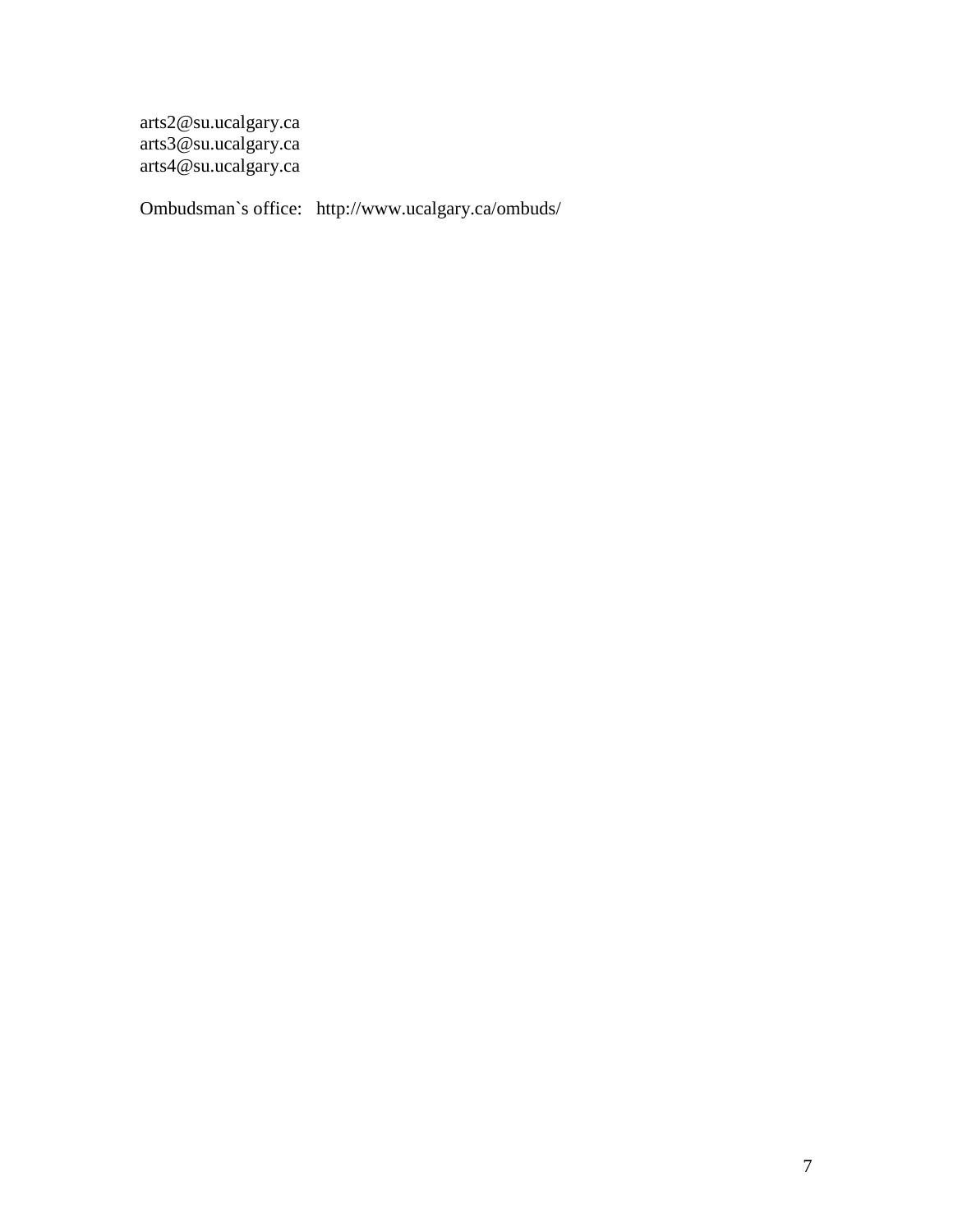arts2@su.ucalgary.ca
arts3@su.ucalgary.ca
arts4@su.ucalgary.ca

Ombudsman`s office: http://www.ucalgary.ca/ombuds/